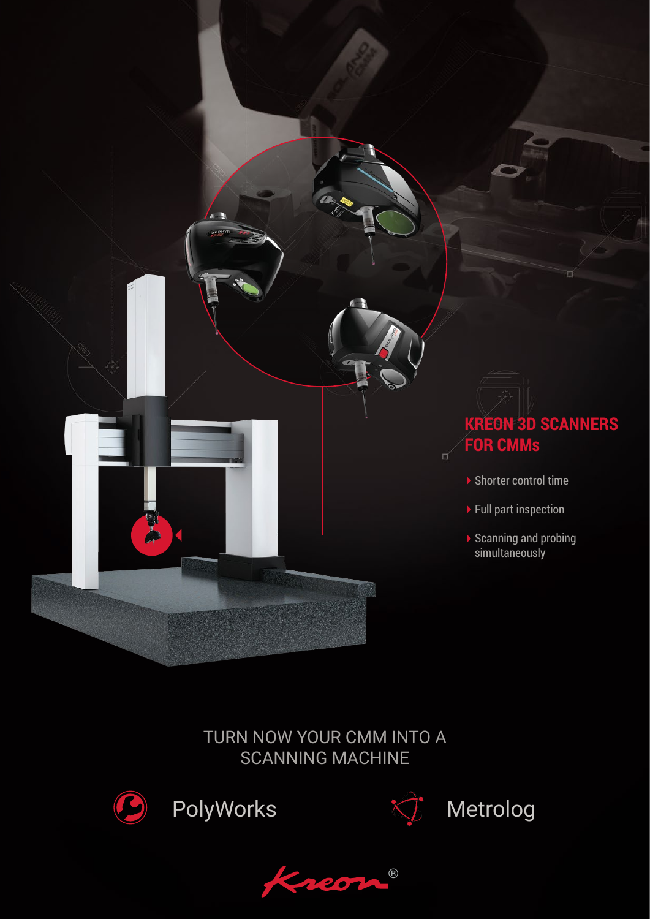## KREON 3D SCANNERS FOR CMMs

- Shorter control time
- Full part inspection
- Scanning and probing simultaneously

TURN NOW YOUR CMM INTO A SCANNING MACHINE

PolyWorks

Metrolog

Kreon®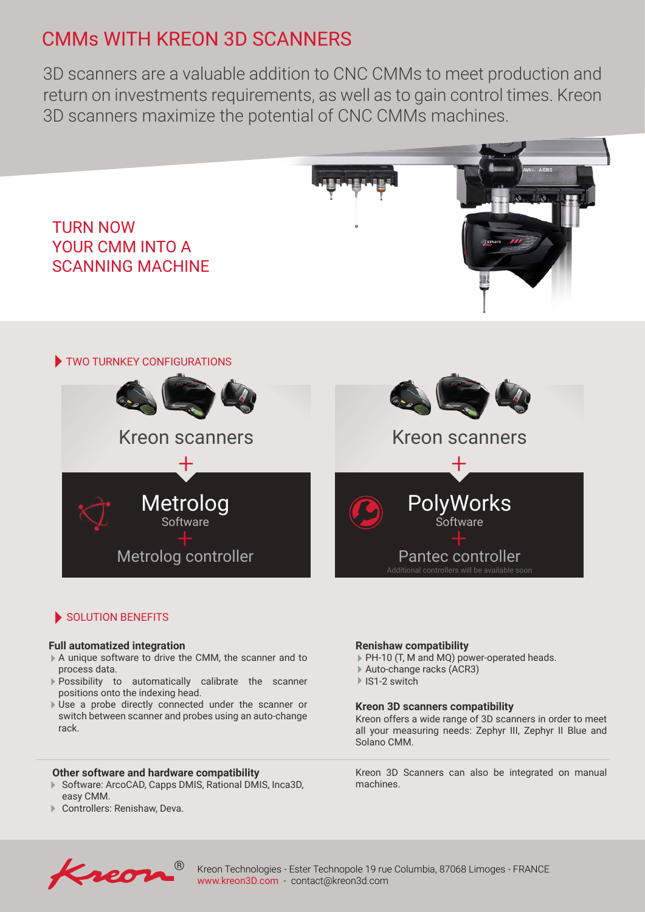# CMMs WITH KREON 3D SCANNERS

3D scanners are a valuable addition to CNC CMMs to meet production and return on investments requirements, as well as to gain control times. Kreon 3D scanners maximize the potential of CNC CMMs machines.

## TURN NOW YOUR CMM INTO A SCANNING MACHINE

### TWO TURNKEY CONFIGURATIONS

**Kreon scanners**
+
**Metrolog**
Software
+
**Metrolog controller**

**Kreon scanners**
+
**PolyWorks**
Software
+
**Pantec controller**
Additional controllers will be available soon

### SOLUTION BENEFITS

**Full automatized integration**

- A unique software to drive the CMM, the scanner and to process data.
- Possibility to automatically calibrate the scanner positions onto the indexing head.
- Use a probe directly connected under the scanner or switch between scanner and probes using an auto-change rack.

**Renishaw compatibility**

- PH-10 (T, M and MQ) power-operated heads.
- Auto-change racks (ACR3)
- IS1-2 switch

**Kreon 3D scanners compatibility**

Kreon offers a wide range of 3D scanners in order to meet all your measuring needs: Zephyr III, Zephyr II Blue and Solano CMM.

**Other software and hardware compatibility**

- Software: ArcoCAD, Capps DMIS, Rational DMIS, Inca3D, easy CMM.
- Controllers: Renishaw, Deva.

Kreon 3D Scanners can also be integrated on manual machines.

Kreon®

Kreon Technologies - Ester Technopole 19 rue Columbia, 87068 Limoges - FRANCE
www.kreon3D.com - contact@kreon3d.com